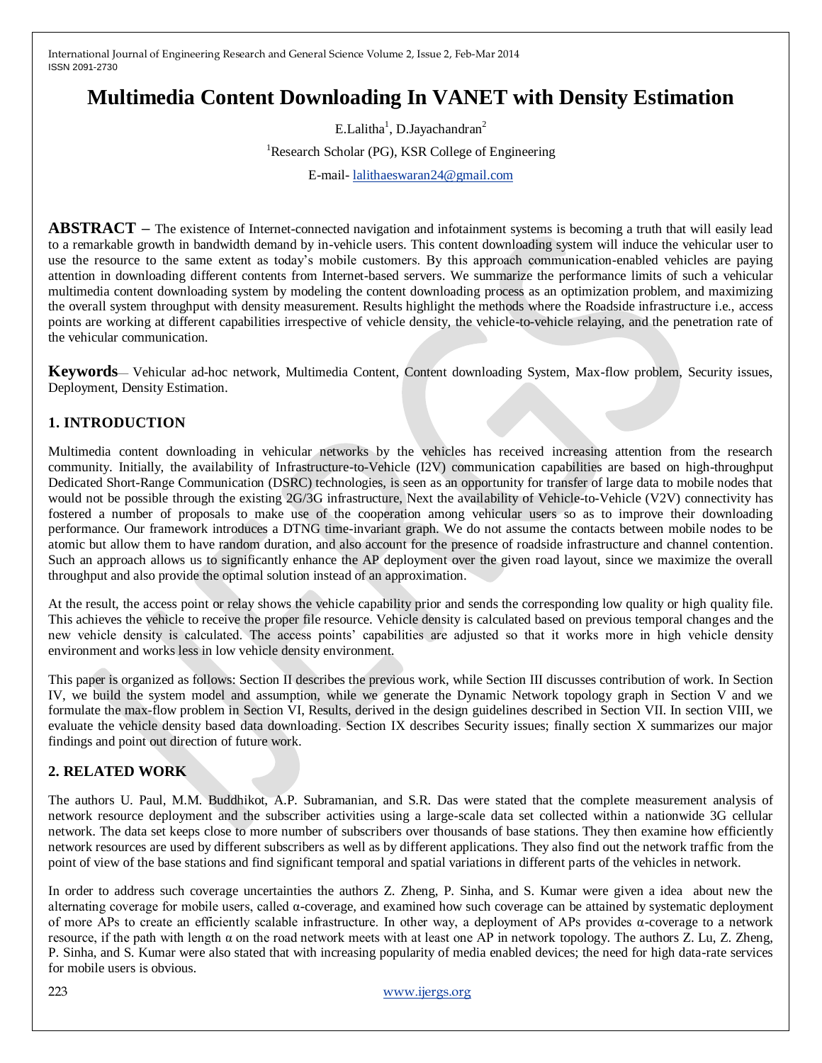# Multimedia Content Downloading In VANET with Density Estimation

E.Lalitha[1], D.Jayachandran[2]

[1]Research Scholar (PG), KSR College of Engineering

E-mail- lalithaeswaran24@gmail.com

**ABSTRACT** – The existence of Internet-connected navigation and infotainment systems is becoming a truth that will easily lead to a remarkable growth in bandwidth demand by in-vehicle users. This content downloading system will induce the vehicular user to use the resource to the same extent as today's mobile customers. By this approach communication-enabled vehicles are paying attention in downloading different contents from Internet-based servers. We summarize the performance limits of such a vehicular multimedia content downloading system by modeling the content downloading process as an optimization problem, and maximizing the overall system throughput with density measurement. Results highlight the methods where the Roadside infrastructure i.e., access points are working at different capabilities irrespective of vehicle density, the vehicle-to-vehicle relaying, and the penetration rate of the vehicular communication.

**Keywords**— Vehicular ad-hoc network, Multimedia Content, Content downloading System, Max-flow problem, Security issues, Deployment, Density Estimation.

## 1. INTRODUCTION

Multimedia content downloading in vehicular networks by the vehicles has received increasing attention from the research community. Initially, the availability of Infrastructure-to-Vehicle (I2V) communication capabilities are based on high-throughput Dedicated Short-Range Communication (DSRC) technologies, is seen as an opportunity for transfer of large data to mobile nodes that would not be possible through the existing 2G/3G infrastructure, Next the availability of Vehicle-to-Vehicle (V2V) connectivity has fostered a number of proposals to make use of the cooperation among vehicular users so as to improve their downloading performance. Our framework introduces a DTNG time-invariant graph. We do not assume the contacts between mobile nodes to be atomic but allow them to have random duration, and also account for the presence of roadside infrastructure and channel contention. Such an approach allows us to significantly enhance the AP deployment over the given road layout, since we maximize the overall throughput and also provide the optimal solution instead of an approximation.

At the result, the access point or relay shows the vehicle capability prior and sends the corresponding low quality or high quality file. This achieves the vehicle to receive the proper file resource. Vehicle density is calculated based on previous temporal changes and the new vehicle density is calculated. The access points' capabilities are adjusted so that it works more in high vehicle density environment and works less in low vehicle density environment.

This paper is organized as follows: Section II describes the previous work, while Section III discusses contribution of work. In Section IV, we build the system model and assumption, while we generate the Dynamic Network topology graph in Section V and we formulate the max-flow problem in Section VI, Results, derived in the design guidelines described in Section VII. In section VIII, we evaluate the vehicle density based data downloading. Section IX describes Security issues; finally section X summarizes our major findings and point out direction of future work.

## 2. RELATED WORK

The authors U. Paul, M.M. Buddhikot, A.P. Subramanian, and S.R. Das were stated that the complete measurement analysis of network resource deployment and the subscriber activities using a large-scale data set collected within a nationwide 3G cellular network. The data set keeps close to more number of subscribers over thousands of base stations. They then examine how efficiently network resources are used by different subscribers as well as by different applications. They also find out the network traffic from the point of view of the base stations and find significant temporal and spatial variations in different parts of the vehicles in network.

In order to address such coverage uncertainties the authors Z. Zheng, P. Sinha, and S. Kumar were given a idea about new the alternating coverage for mobile users, called α-coverage, and examined how such coverage can be attained by systematic deployment of more APs to create an efficiently scalable infrastructure. In other way, a deployment of APs provides α-coverage to a network resource, if the path with length α on the road network meets with at least one AP in network topology. The authors Z. Lu, Z. Zheng, P. Sinha, and S. Kumar were also stated that with increasing popularity of media enabled devices; the need for high data-rate services for mobile users is obvious.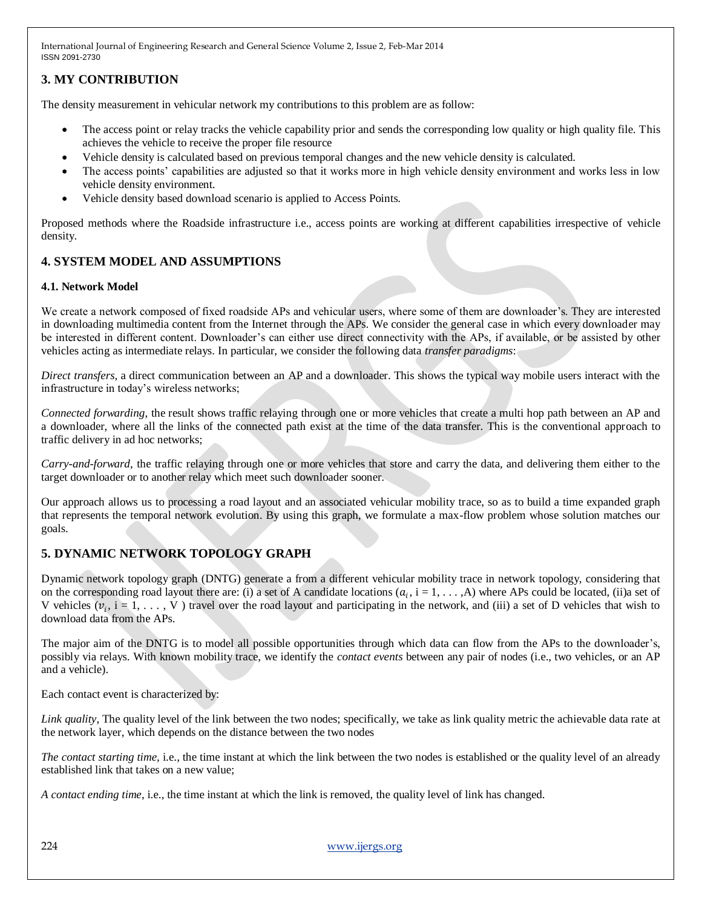## 3. MY CONTRIBUTION

The density measurement in vehicular network my contributions to this problem are as follow:

- The access point or relay tracks the vehicle capability prior and sends the corresponding low quality or high quality file. This achieves the vehicle to receive the proper file resource
- Vehicle density is calculated based on previous temporal changes and the new vehicle density is calculated.
- The access points' capabilities are adjusted so that it works more in high vehicle density environment and works less in low vehicle density environment.
- Vehicle density based download scenario is applied to Access Points.

Proposed methods where the Roadside infrastructure i.e., access points are working at different capabilities irrespective of vehicle density.

## 4. SYSTEM MODEL AND ASSUMPTIONS

### 4.1. Network Model

We create a network composed of fixed roadside APs and vehicular users, where some of them are downloader's. They are interested in downloading multimedia content from the Internet through the APs. We consider the general case in which every downloader may be interested in different content. Downloader's can either use direct connectivity with the APs, if available, or be assisted by other vehicles acting as intermediate relays. In particular, we consider the following data *transfer paradigms*:

*Direct transfers*, a direct communication between an AP and a downloader. This shows the typical way mobile users interact with the infrastructure in today's wireless networks;

*Connected forwarding*, the result shows traffic relaying through one or more vehicles that create a multi hop path between an AP and a downloader, where all the links of the connected path exist at the time of the data transfer. This is the conventional approach to traffic delivery in ad hoc networks;

*Carry-and-forward*, the traffic relaying through one or more vehicles that store and carry the data, and delivering them either to the target downloader or to another relay which meet such downloader sooner.

Our approach allows us to processing a road layout and an associated vehicular mobility trace, so as to build a time expanded graph that represents the temporal network evolution. By using this graph, we formulate a max-flow problem whose solution matches our goals.

## 5. DYNAMIC NETWORK TOPOLOGY GRAPH

Dynamic network topology graph (DNTG) generate a from a different vehicular mobility trace in network topology, considering that on the corresponding road layout there are: (i) a set of A candidate locations ($a_i$, i = 1, . . . ,A) where APs could be located, (ii)a set of V vehicles ($v_i$, i = 1, . . . , V ) travel over the road layout and participating in the network, and (iii) a set of D vehicles that wish to download data from the APs.

The major aim of the DNTG is to model all possible opportunities through which data can flow from the APs to the downloader's, possibly via relays. With known mobility trace, we identify the *contact events* between any pair of nodes (i.e., two vehicles, or an AP and a vehicle).

Each contact event is characterized by:

*Link quality*, The quality level of the link between the two nodes; specifically, we take as link quality metric the achievable data rate at the network layer, which depends on the distance between the two nodes

*The contact starting time*, i.e., the time instant at which the link between the two nodes is established or the quality level of an already established link that takes on a new value;

*A contact ending time*, i.e., the time instant at which the link is removed, the quality level of link has changed.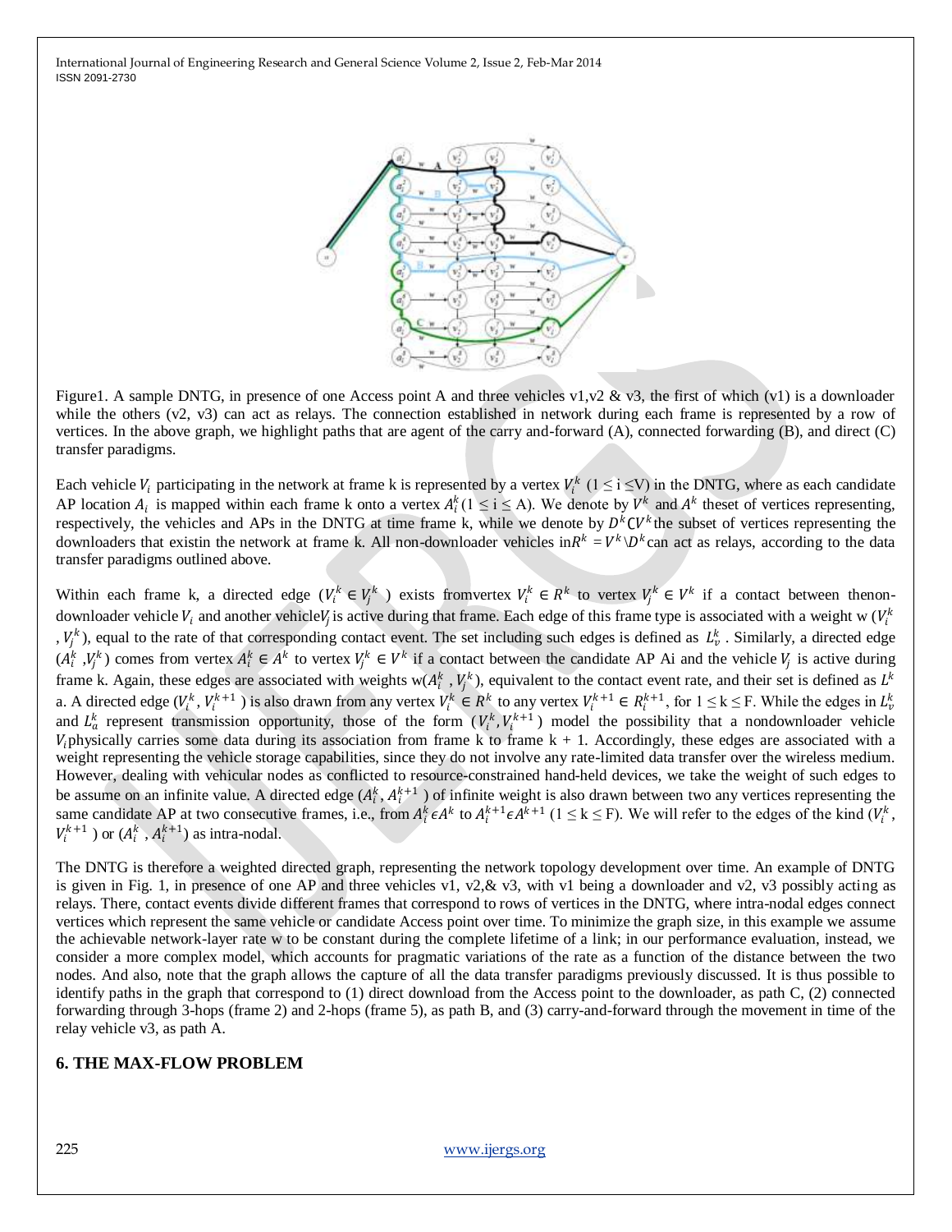Figure1. A sample DNTG, in presence of one Access point A and three vehicles v1,v2 & v3, the first of which (v1) is a downloader while the others (v2, v3) can act as relays. The connection established in network during each frame is represented by a row of vertices. In the above graph, we highlight paths that are agent of the carry and-forward (A), connected forwarding (B), and direct (C) transfer paradigms.

Each vehicle $V_i$ participating in the network at frame k is represented by a vertex $V_i^k$ ($1 \leq i \leq V$) in the DNTG, where as each candidate AP location $A_i$ is mapped within each frame k onto a vertex $A_i^k$($1 \leq i \leq A$). We denote by $V^k$ and $A^k$ theset of vertices representing, respectively, the vehicles and APs in the DNTG at time frame k, while we denote by $D^k \subset V^k$ the subset of vertices representing the downloaders that existin the network at frame k. All non-downloader vehicles in$R^k = V^k \backslash D^k$ can act as relays, according to the data transfer paradigms outlined above.

Within each frame k, a directed edge ($V_i^k \in V_j^k$ ) exists fromvertex $V_i^k \in R^k$ to vertex $V_j^k \in V^k$ if a contact between thenon-downloader vehicle $V_i$ and another vehicle$V_j$ is active during that frame. Each edge of this frame type is associated with a weight w ($V_i^k$ , $V_j^k$), equal to the rate of that corresponding contact event. The set including such edges is defined as $L_v^k$ . Similarly, a directed edge ($A_i^k$ ,$V_j^k$) comes from vertex $A_i^k \in A^k$ to vertex $V_j^k \in V^k$ if a contact between the candidate AP Ai and the vehicle $V_j$ is active during frame k. Again, these edges are associated with weights w($A_i^k$ , $V_j^k$), equivalent to the contact event rate, and their set is defined as $L^k$ a. A directed edge ($V_i^k$, $V_i^{k+1}$ ) is also drawn from any vertex $V_i^k \in R^k$ to any vertex $V_i^{k+1} \in R_i^{k+1}$, for $1 \leq k \leq F$. While the edges in $L_v^k$ and $L_a^k$ represent transmission opportunity, those of the form ($V_i^k$,$V_i^{k+1}$) model the possibility that a nondownloader vehicle $V_i$physically carries some data during its association from frame k to frame k + 1. Accordingly, these edges are associated with a weight representing the vehicle storage capabilities, since they do not involve any rate-limited data transfer over the wireless medium. However, dealing with vehicular nodes as conflicted to resource-constrained hand-held devices, we take the weight of such edges to be assume on an infinite value. A directed edge ($A_i^k$, $A_i^{k+1}$ ) of infinite weight is also drawn between two any vertices representing the same candidate AP at two consecutive frames, i.e., from $A_i^k \epsilon A^k$ to $A_i^{k+1} \epsilon A^{k+1}$ ($1 \leq k \leq F$). We will refer to the edges of the kind ($V_i^k$, $V_i^{k+1}$ ) or ($A_i^k$ , $A_i^{k+1}$) as intra-nodal.

The DNTG is therefore a weighted directed graph, representing the network topology development over time. An example of DNTG is given in Fig. 1, in presence of one AP and three vehicles v1, v2,& v3, with v1 being a downloader and v2, v3 possibly acting as relays. There, contact events divide different frames that correspond to rows of vertices in the DNTG, where intra-nodal edges connect vertices which represent the same vehicle or candidate Access point over time. To minimize the graph size, in this example we assume the achievable network-layer rate w to be constant during the complete lifetime of a link; in our performance evaluation, instead, we consider a more complex model, which accounts for pragmatic variations of the rate as a function of the distance between the two nodes. And also, note that the graph allows the capture of all the data transfer paradigms previously discussed. It is thus possible to identify paths in the graph that correspond to (1) direct download from the Access point to the downloader, as path C, (2) connected forwarding through 3-hops (frame 2) and 2-hops (frame 5), as path B, and (3) carry-and-forward through the movement in time of the relay vehicle v3, as path A.

## 6. THE MAX-FLOW PROBLEM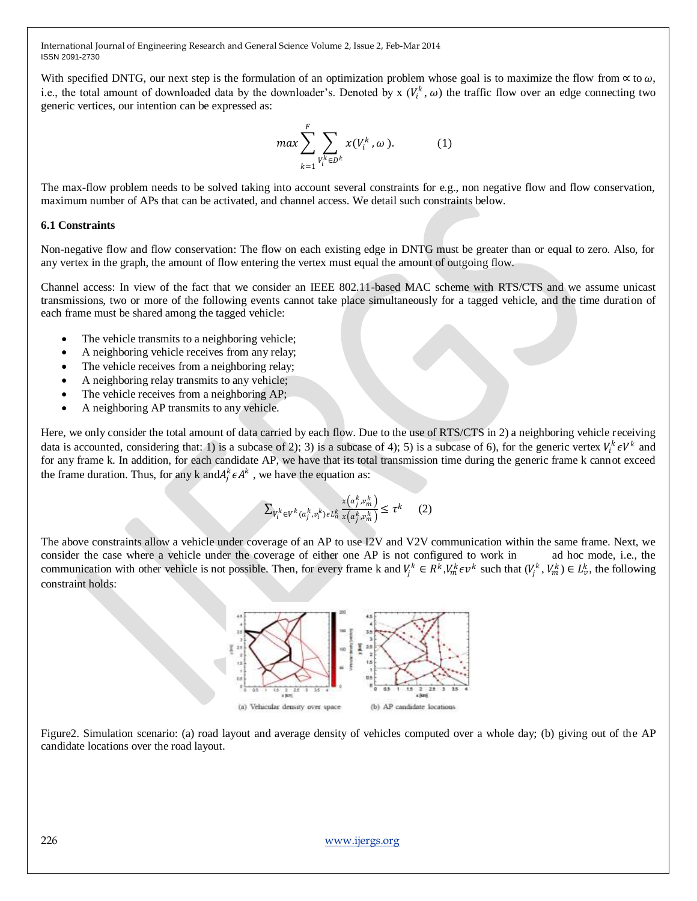With specified DNTG, our next step is the formulation of an optimization problem whose goal is to maximize the flow from $\propto$ to $\omega$, i.e., the total amount of downloaded data by the downloader's. Denoted by x $(V_i^k, \omega)$ the traffic flow over an edge connecting two generic vertices, our intention can be expressed as:

$$max \sum_{k=1}^{F} \sum_{V_i^k \in D^k} x(V_i^k, \omega). \qquad (1)$$

The max-flow problem needs to be solved taking into account several constraints for e.g., non negative flow and flow conservation, maximum number of APs that can be activated, and channel access. We detail such constraints below.

### 6.1 Constraints

Non-negative flow and flow conservation: The flow on each existing edge in DNTG must be greater than or equal to zero. Also, for any vertex in the graph, the amount of flow entering the vertex must equal the amount of outgoing flow.

Channel access: In view of the fact that we consider an IEEE 802.11-based MAC scheme with RTS/CTS and we assume unicast transmissions, two or more of the following events cannot take place simultaneously for a tagged vehicle, and the time duration of each frame must be shared among the tagged vehicle:

- The vehicle transmits to a neighboring vehicle;
- A neighboring vehicle receives from any relay;
- The vehicle receives from a neighboring relay;
- A neighboring relay transmits to any vehicle;
- The vehicle receives from a neighboring AP;
- A neighboring AP transmits to any vehicle.

Here, we only consider the total amount of data carried by each flow. Due to the use of RTS/CTS in 2) a neighboring vehicle receiving data is accounted, considering that: 1) is a subcase of 2); 3) is a subcase of 4); 5) is a subcase of 6), for the generic vertex $V_i^k \epsilon V^k$ and for any frame k. In addition, for each candidate AP, we have that its total transmission time during the generic frame k cannot exceed the frame duration. Thus, for any k and$A_j^k \epsilon A^k$ , we have the equation as:

$$\sum_{V_i^k \in V^k (a_j^k, v_i^k) \epsilon L_a^k} \frac{x\left(a_j^k, v_m^k\right)}{x\left(a_j^k, v_m^k\right)} \leq \tau^k \qquad (2)$$

The above constraints allow a vehicle under coverage of an AP to use I2V and V2V communication within the same frame. Next, we consider the case where a vehicle under the coverage of either one AP is not configured to work in ad hoc mode, i.e., the communication with other vehicle is not possible. Then, for every frame k and $V_j^k \in R^k, V_m^k \epsilon v^k$ such that $(V_j^k, V_m^k) \in L_v^k$, the following constraint holds:

Figure2. Simulation scenario: (a) road layout and average density of vehicles computed over a whole day; (b) giving out of the AP candidate locations over the road layout.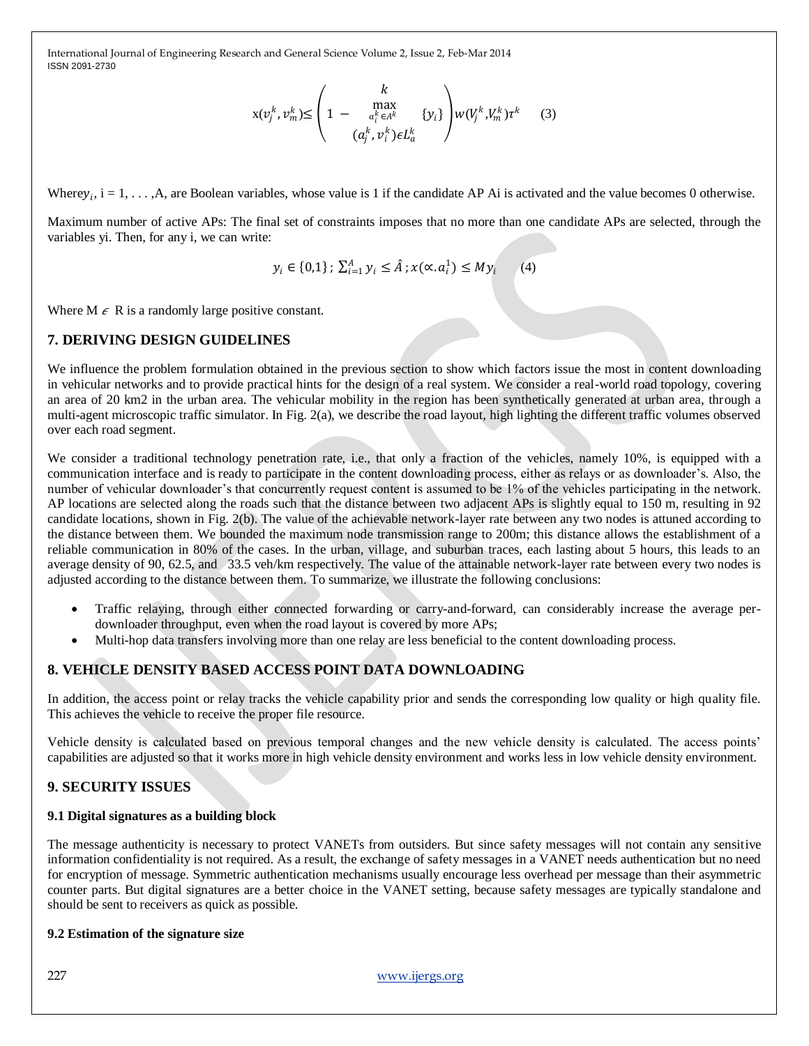$$x(v_j^k, v_m^k) \leq \left(1 - \max_{\substack{a_i^k \in A^k \\ (a_j^k, v_i^k) \in L_a^k}}^{k} \{y_i\}\right) w(V_j^k, V_m^k)\tau^k \quad (3)$$

Where$y_i$, i = 1, . . . ,A, are Boolean variables, whose value is 1 if the candidate AP Ai is activated and the value becomes 0 otherwise.

Maximum number of active APs: The final set of constraints imposes that no more than one candidate APs are selected, through the variables yi. Then, for any i, we can write:

$$y_i \in \{0,1\}\,;\ \sum_{i=1}^{A} y_i \leq \hat{A}\,;\ x(\propto . a_i^1) \leq M y_i \quad (4)$$

Where M $\epsilon$ R is a randomly large positive constant.

## 7. DERIVING DESIGN GUIDELINES

We influence the problem formulation obtained in the previous section to show which factors issue the most in content downloading in vehicular networks and to provide practical hints for the design of a real system. We consider a real-world road topology, covering an area of 20 km2 in the urban area. The vehicular mobility in the region has been synthetically generated at urban area, through a multi-agent microscopic traffic simulator. In Fig. 2(a), we describe the road layout, high lighting the different traffic volumes observed over each road segment.

We consider a traditional technology penetration rate, i.e., that only a fraction of the vehicles, namely 10%, is equipped with a communication interface and is ready to participate in the content downloading process, either as relays or as downloader's. Also, the number of vehicular downloader's that concurrently request content is assumed to be 1% of the vehicles participating in the network. AP locations are selected along the roads such that the distance between two adjacent APs is slightly equal to 150 m, resulting in 92 candidate locations, shown in Fig. 2(b). The value of the achievable network-layer rate between any two nodes is attuned according to the distance between them. We bounded the maximum node transmission range to 200m; this distance allows the establishment of a reliable communication in 80% of the cases. In the urban, village, and suburban traces, each lasting about 5 hours, this leads to an average density of 90, 62.5, and 33.5 veh/km respectively. The value of the attainable network-layer rate between every two nodes is adjusted according to the distance between them. To summarize, we illustrate the following conclusions:

- Traffic relaying, through either connected forwarding or carry-and-forward, can considerably increase the average per-downloader throughput, even when the road layout is covered by more APs;
- Multi-hop data transfers involving more than one relay are less beneficial to the content downloading process.

## 8. VEHICLE DENSITY BASED ACCESS POINT DATA DOWNLOADING

In addition, the access point or relay tracks the vehicle capability prior and sends the corresponding low quality or high quality file. This achieves the vehicle to receive the proper file resource.

Vehicle density is calculated based on previous temporal changes and the new vehicle density is calculated. The access points' capabilities are adjusted so that it works more in high vehicle density environment and works less in low vehicle density environment.

## 9. SECURITY ISSUES

### 9.1 Digital signatures as a building block

The message authenticity is necessary to protect VANETs from outsiders. But since safety messages will not contain any sensitive information confidentiality is not required. As a result, the exchange of safety messages in a VANET needs authentication but no need for encryption of message. Symmetric authentication mechanisms usually encourage less overhead per message than their asymmetric counter parts. But digital signatures are a better choice in the VANET setting, because safety messages are typically standalone and should be sent to receivers as quick as possible.

### 9.2 Estimation of the signature size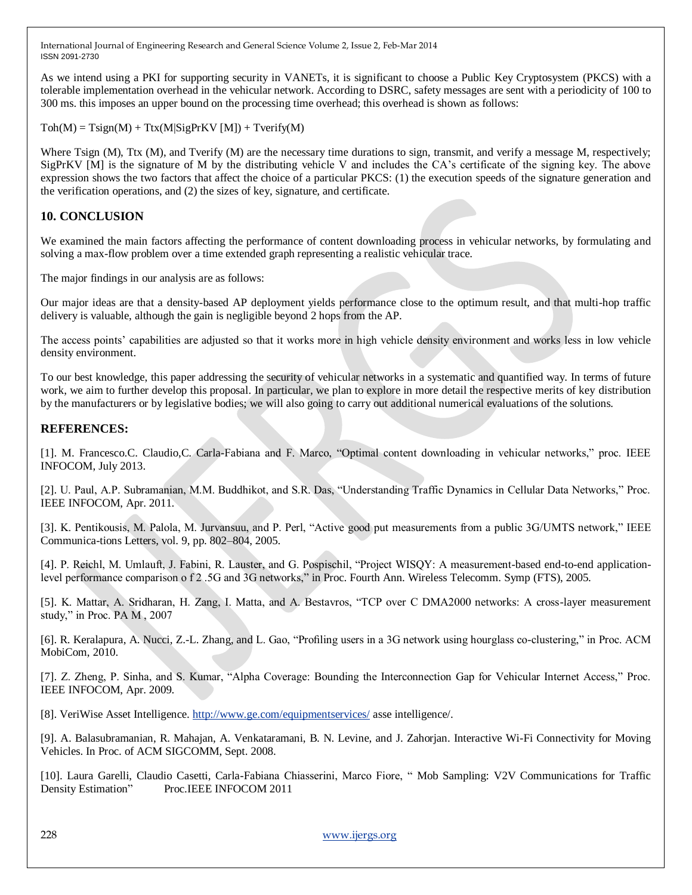As we intend using a PKI for supporting security in VANETs, it is significant to choose a Public Key Cryptosystem (PKCS) with a tolerable implementation overhead in the vehicular network. According to DSRC, safety messages are sent with a periodicity of 100 to 300 ms. this imposes an upper bound on the processing time overhead; this overhead is shown as follows:

$$T_{oh}(M) = T_{sign}(M) + T_{tx}(M|SigPrKV[M]) + T_{verify}(M)$$

Where $T_{sign}(M)$, $T_{tx}(M)$, and $T_{verify}(M)$ are the necessary time durations to sign, transmit, and verify a message M, respectively; SigPrKV [M] is the signature of M by the distributing vehicle V and includes the CA's certificate of the signing key. The above expression shows the two factors that affect the choice of a particular PKCS: (1) the execution speeds of the signature generation and the verification operations, and (2) the sizes of key, signature, and certificate.

## 10. CONCLUSION

We examined the main factors affecting the performance of content downloading process in vehicular networks, by formulating and solving a max-flow problem over a time extended graph representing a realistic vehicular trace.

The major findings in our analysis are as follows:

Our major ideas are that a density-based AP deployment yields performance close to the optimum result, and that multi-hop traffic delivery is valuable, although the gain is negligible beyond 2 hops from the AP.

The access points' capabilities are adjusted so that it works more in high vehicle density environment and works less in low vehicle density environment.

To our best knowledge, this paper addressing the security of vehicular networks in a systematic and quantified way. In terms of future work, we aim to further develop this proposal. In particular, we plan to explore in more detail the respective merits of key distribution by the manufacturers or by legislative bodies; we will also going to carry out additional numerical evaluations of the solutions.

## REFERENCES:

[1]. M. Francesco.C. Claudio,C. Carla-Fabiana and F. Marco, "Optimal content downloading in vehicular networks," proc. IEEE INFOCOM, July 2013.

[2]. U. Paul, A.P. Subramanian, M.M. Buddhikot, and S.R. Das, "Understanding Traffic Dynamics in Cellular Data Networks," Proc. IEEE INFOCOM, Apr. 2011.

[3]. K. Pentikousis, M. Palola, M. Jurvansuu, and P. Perl, "Active good put measurements from a public 3G/UMTS network," IEEE Communica-tions Letters, vol. 9, pp. 802–804, 2005.

[4]. P. Reichl, M. Umlauft, J. Fabini, R. Lauster, and G. Pospischil, "Project WISQY: A measurement-based end-to-end application-level performance comparison o f 2 .5G and 3G networks," in Proc. Fourth Ann. Wireless Telecomm. Symp (FTS), 2005.

[5]. K. Mattar, A. Sridharan, H. Zang, I. Matta, and A. Bestavros, "TCP over C DMA2000 networks: A cross-layer measurement study," in Proc. PA M , 2007

[6]. R. Keralapura, A. Nucci, Z.-L. Zhang, and L. Gao, "Profiling users in a 3G network using hourglass co-clustering," in Proc. ACM MobiCom, 2010.

[7]. Z. Zheng, P. Sinha, and S. Kumar, "Alpha Coverage: Bounding the Interconnection Gap for Vehicular Internet Access," Proc. IEEE INFOCOM, Apr. 2009.

[8]. VeriWise Asset Intelligence. http://www.ge.com/equipmentservices/ asse intelligence/.

[9]. A. Balasubramanian, R. Mahajan, A. Venkataramani, B. N. Levine, and J. Zahorjan. Interactive Wi-Fi Connectivity for Moving Vehicles. In Proc. of ACM SIGCOMM, Sept. 2008.

[10]. Laura Garelli, Claudio Casetti, Carla-Fabiana Chiasserini, Marco Fiore, " Mob Sampling: V2V Communications for Traffic Density Estimation" Proc.IEEE INFOCOM 2011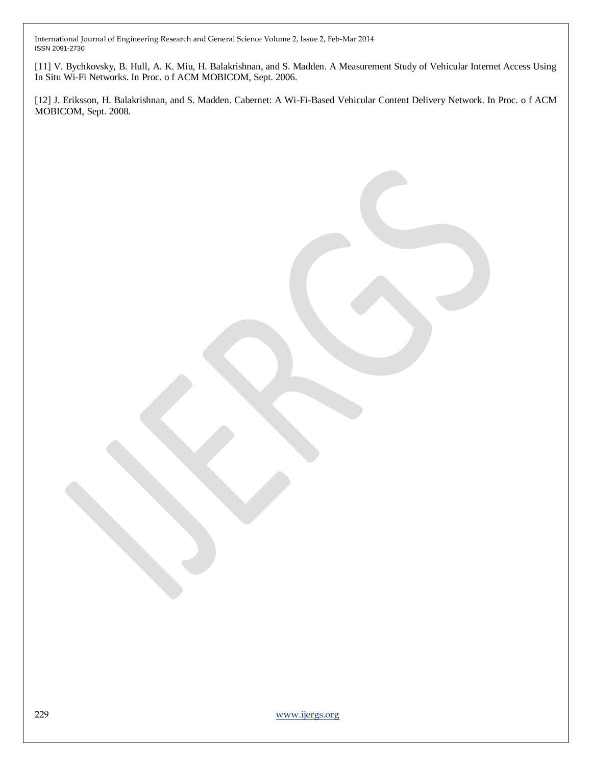[11] V. Bychkovsky, B. Hull, A. K. Miu, H. Balakrishnan, and S. Madden. A Measurement Study of Vehicular Internet Access Using In Situ Wi-Fi Networks. In Proc. o f ACM MOBICOM, Sept. 2006.

[12] J. Eriksson, H. Balakrishnan, and S. Madden. Cabernet: A Wi-Fi-Based Vehicular Content Delivery Network. In Proc. o f ACM MOBICOM, Sept. 2008.